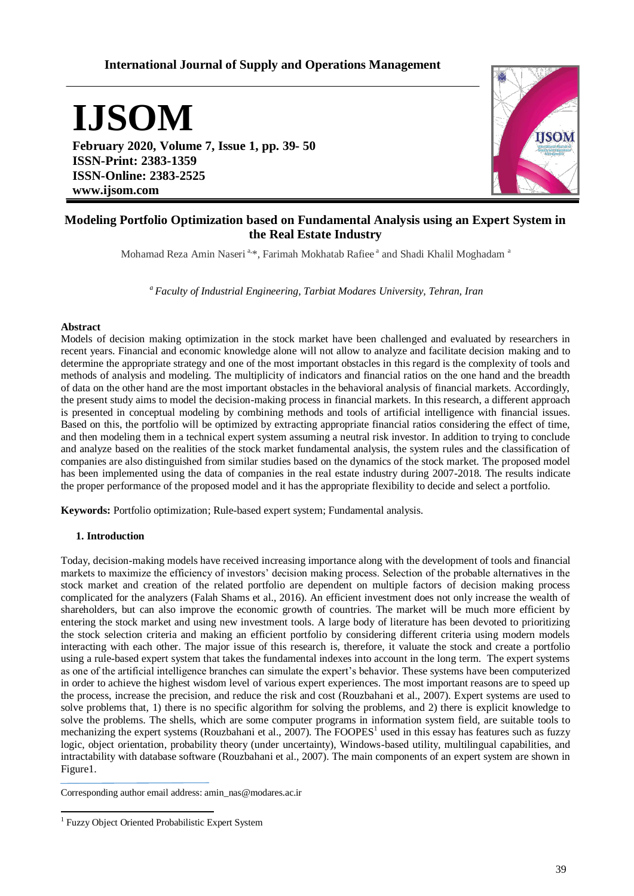International Journal of Supply and Operations Management

# IJSOM

**February 2020, Volume 7, Issue 1, pp. 39- 50**
**ISSN-Print: 2383-1359**
**ISSN-Online: 2383-2525**
**www.ijsom.com**

## Modeling Portfolio Optimization based on Fundamental Analysis using an Expert System in the Real Estate Industry

Mohamad Reza Amin Naseri [a,*], Farimah Mokhatab Rafiee [a] and Shadi Khalil Moghadam [a]

[a] *Faculty of Industrial Engineering, Tarbiat Modares University, Tehran, Iran*

**Abstract**

Models of decision making optimization in the stock market have been challenged and evaluated by researchers in recent years. Financial and economic knowledge alone will not allow to analyze and facilitate decision making and to determine the appropriate strategy and one of the most important obstacles in this regard is the complexity of tools and methods of analysis and modeling. The multiplicity of indicators and financial ratios on the one hand and the breadth of data on the other hand are the most important obstacles in the behavioral analysis of financial markets. Accordingly, the present study aims to model the decision-making process in financial markets. In this research, a different approach is presented in conceptual modeling by combining methods and tools of artificial intelligence with financial issues. Based on this, the portfolio will be optimized by extracting appropriate financial ratios considering the effect of time, and then modeling them in a technical expert system assuming a neutral risk investor. In addition to trying to conclude and analyze based on the realities of the stock market fundamental analysis, the system rules and the classification of companies are also distinguished from similar studies based on the dynamics of the stock market. The proposed model has been implemented using the data of companies in the real estate industry during 2007-2018. The results indicate the proper performance of the proposed model and it has the appropriate flexibility to decide and select a portfolio.

**Keywords:** Portfolio optimization; Rule-based expert system; Fundamental analysis.

### 1. Introduction

Today, decision-making models have received increasing importance along with the development of tools and financial markets to maximize the efficiency of investors' decision making process. Selection of the probable alternatives in the stock market and creation of the related portfolio are dependent on multiple factors of decision making process complicated for the analyzers (Falah Shams et al., 2016). An efficient investment does not only increase the wealth of shareholders, but can also improve the economic growth of countries. The market will be much more efficient by entering the stock market and using new investment tools. A large body of literature has been devoted to prioritizing the stock selection criteria and making an efficient portfolio by considering different criteria using modern models interacting with each other. The major issue of this research is, therefore, it valuate the stock and create a portfolio using a rule-based expert system that takes the fundamental indexes into account in the long term. The expert systems as one of the artificial intelligence branches can simulate the expert's behavior. These systems have been computerized in order to achieve the highest wisdom level of various expert experiences. The most important reasons are to speed up the process, increase the precision, and reduce the risk and cost (Rouzbahani et al., 2007). Expert systems are used to solve problems that, 1) there is no specific algorithm for solving the problems, and 2) there is explicit knowledge to solve the problems. The shells, which are some computer programs in information system field, are suitable tools to mechanizing the expert systems (Rouzbahani et al., 2007). The FOOPES[1] used in this essay has features such as fuzzy logic, object orientation, probability theory (under uncertainty), Windows-based utility, multilingual capabilities, and intractability with database software (Rouzbahani et al., 2007). The main components of an expert system are shown in Figure1.

Corresponding author email address: amin_nas@modares.ac.ir

[1] Fuzzy Object Oriented Probabilistic Expert System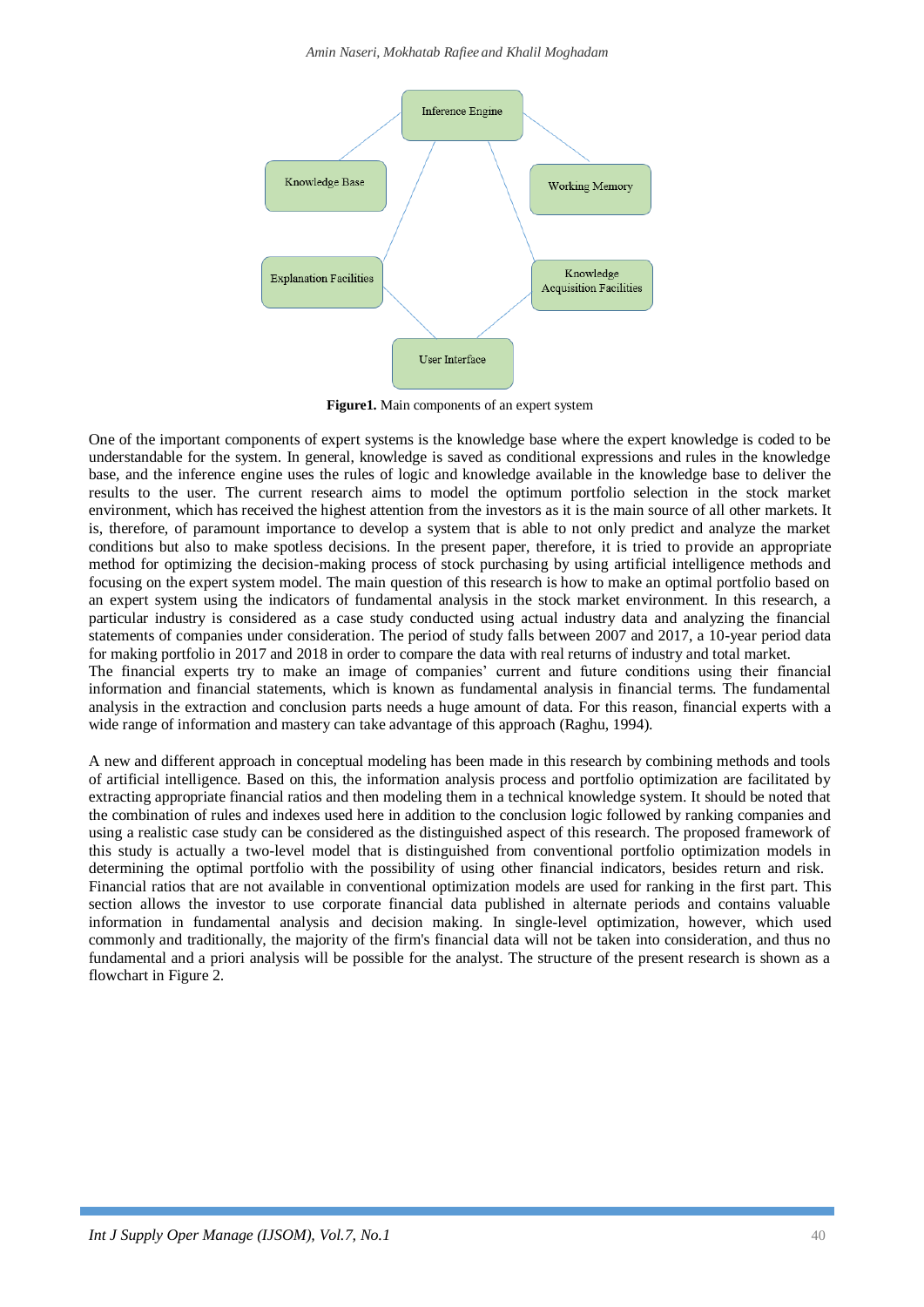**Figure1.** Main components of an expert system

One of the important components of expert systems is the knowledge base where the expert knowledge is coded to be understandable for the system. In general, knowledge is saved as conditional expressions and rules in the knowledge base, and the inference engine uses the rules of logic and knowledge available in the knowledge base to deliver the results to the user. The current research aims to model the optimum portfolio selection in the stock market environment, which has received the highest attention from the investors as it is the main source of all other markets. It is, therefore, of paramount importance to develop a system that is able to not only predict and analyze the market conditions but also to make spotless decisions. In the present paper, therefore, it is tried to provide an appropriate method for optimizing the decision-making process of stock purchasing by using artificial intelligence methods and focusing on the expert system model. The main question of this research is how to make an optimal portfolio based on an expert system using the indicators of fundamental analysis in the stock market environment. In this research, a particular industry is considered as a case study conducted using actual industry data and analyzing the financial statements of companies under consideration. The period of study falls between 2007 and 2017, a 10-year period data for making portfolio in 2017 and 2018 in order to compare the data with real returns of industry and total market.
The financial experts try to make an image of companies' current and future conditions using their financial information and financial statements, which is known as fundamental analysis in financial terms. The fundamental analysis in the extraction and conclusion parts needs a huge amount of data. For this reason, financial experts with a wide range of information and mastery can take advantage of this approach (Raghu, 1994).

A new and different approach in conceptual modeling has been made in this research by combining methods and tools of artificial intelligence. Based on this, the information analysis process and portfolio optimization are facilitated by extracting appropriate financial ratios and then modeling them in a technical knowledge system. It should be noted that the combination of rules and indexes used here in addition to the conclusion logic followed by ranking companies and using a realistic case study can be considered as the distinguished aspect of this research. The proposed framework of this study is actually a two-level model that is distinguished from conventional portfolio optimization models in determining the optimal portfolio with the possibility of using other financial indicators, besides return and risk.
Financial ratios that are not available in conventional optimization models are used for ranking in the first part. This section allows the investor to use corporate financial data published in alternate periods and contains valuable information in fundamental analysis and decision making. In single-level optimization, however, which used commonly and traditionally, the majority of the firm's financial data will not be taken into consideration, and thus no fundamental and a priori analysis will be possible for the analyst. The structure of the present research is shown as a flowchart in Figure 2.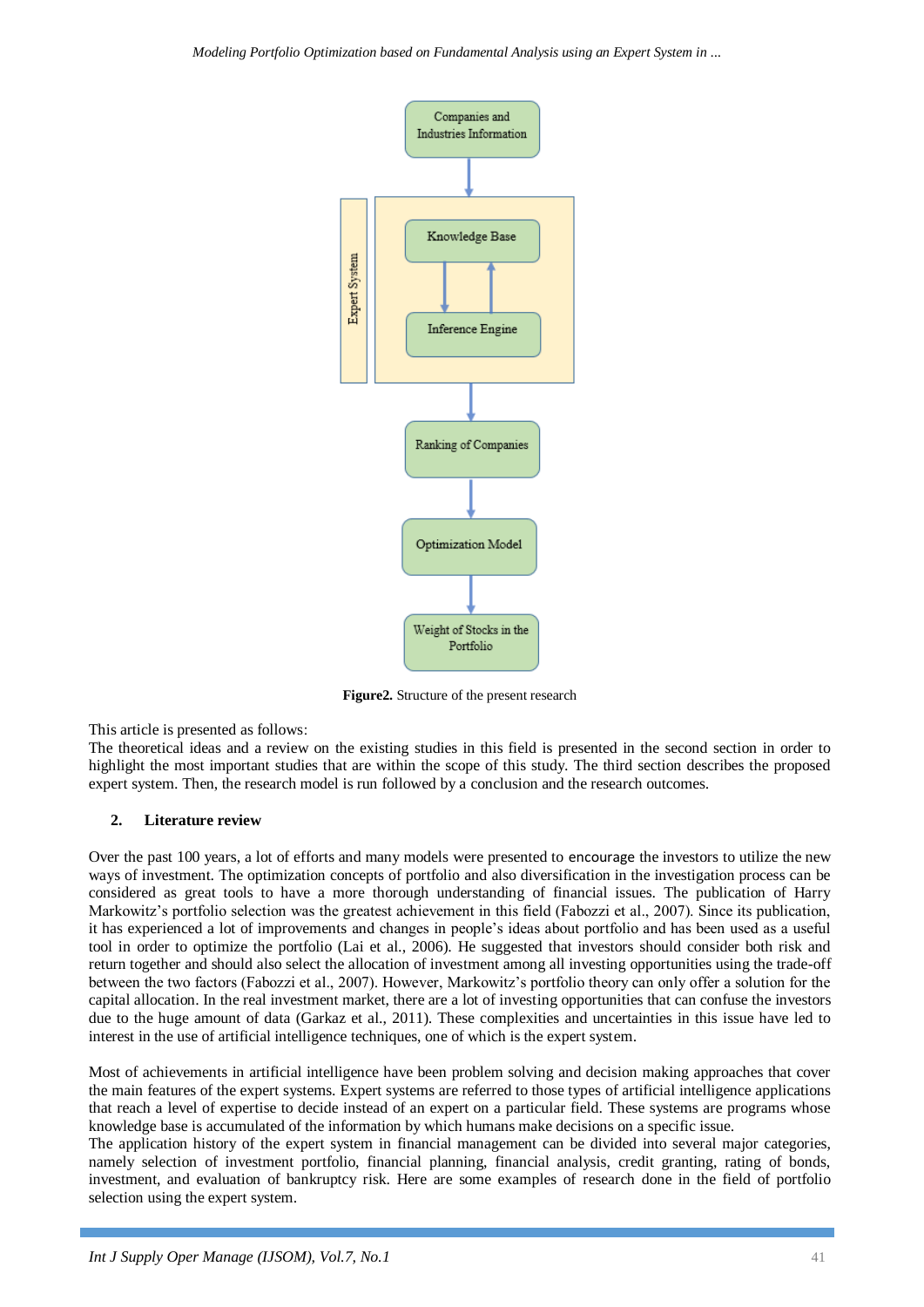Companies and Industries Information

Expert System

Knowledge Base

Inference Engine

Ranking of Companies

Optimization Model

Weight of Stocks in the Portfolio

**Figure2.** Structure of the present research

This article is presented as follows:
The theoretical ideas and a review on the existing studies in this field is presented in the second section in order to highlight the most important studies that are within the scope of this study. The third section describes the proposed expert system. Then, the research model is run followed by a conclusion and the research outcomes.

## 2. Literature review

Over the past 100 years, a lot of efforts and many models were presented to encourage the investors to utilize the new ways of investment. The optimization concepts of portfolio and also diversification in the investigation process can be considered as great tools to have a more thorough understanding of financial issues. The publication of Harry Markowitz's portfolio selection was the greatest achievement in this field (Fabozzi et al., 2007). Since its publication, it has experienced a lot of improvements and changes in people's ideas about portfolio and has been used as a useful tool in order to optimize the portfolio (Lai et al., 2006). He suggested that investors should consider both risk and return together and should also select the allocation of investment among all investing opportunities using the trade-off between the two factors (Fabozzi et al., 2007). However, Markowitz's portfolio theory can only offer a solution for the capital allocation. In the real investment market, there are a lot of investing opportunities that can confuse the investors due to the huge amount of data (Garkaz et al., 2011). These complexities and uncertainties in this issue have led to interest in the use of artificial intelligence techniques, one of which is the expert system.

Most of achievements in artificial intelligence have been problem solving and decision making approaches that cover the main features of the expert systems. Expert systems are referred to those types of artificial intelligence applications that reach a level of expertise to decide instead of an expert on a particular field. These systems are programs whose knowledge base is accumulated of the information by which humans make decisions on a specific issue.
The application history of the expert system in financial management can be divided into several major categories, namely selection of investment portfolio, financial planning, financial analysis, credit granting, rating of bonds, investment, and evaluation of bankruptcy risk. Here are some examples of research done in the field of portfolio selection using the expert system.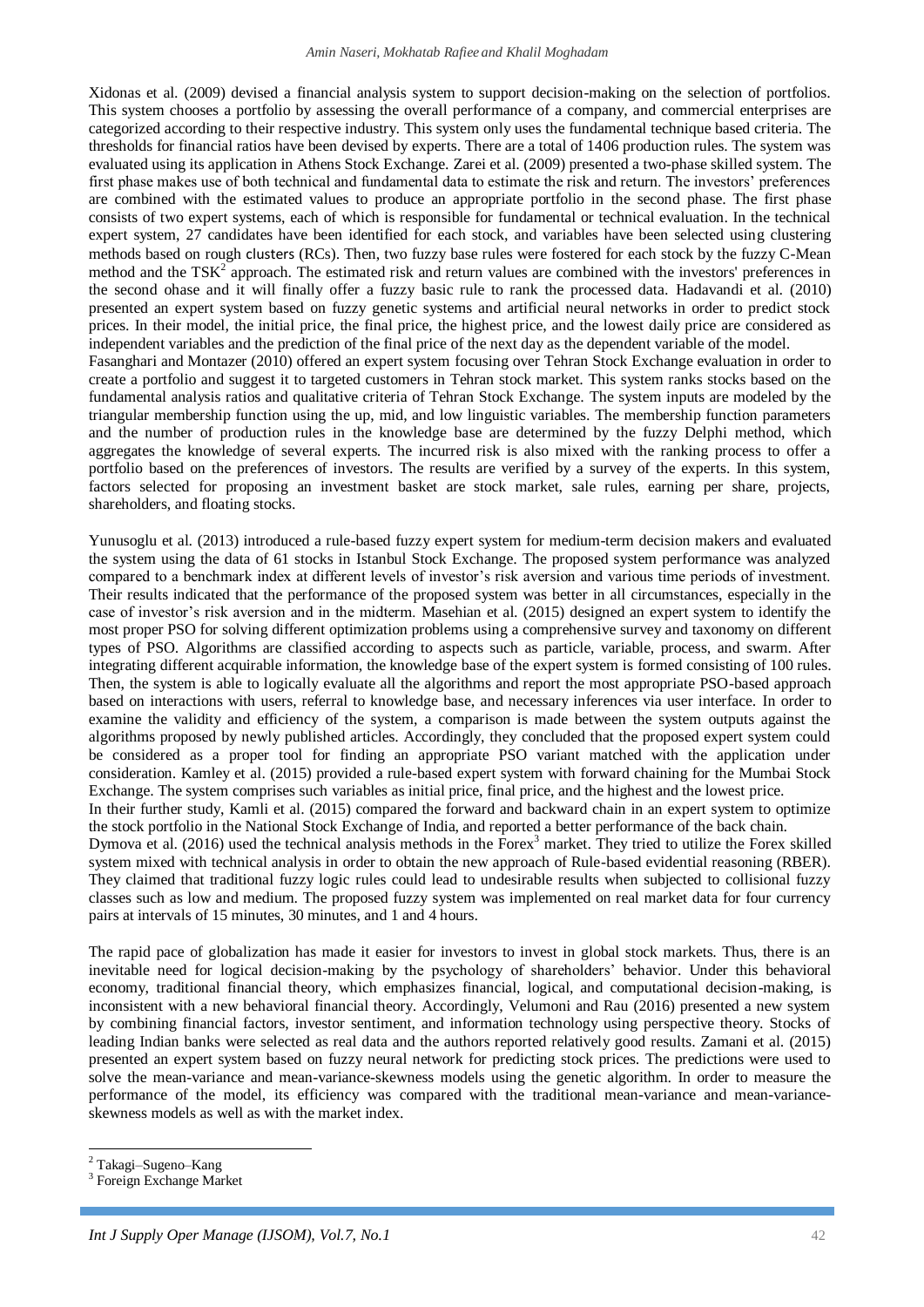Xidonas et al. (2009) devised a financial analysis system to support decision-making on the selection of portfolios. This system chooses a portfolio by assessing the overall performance of a company, and commercial enterprises are categorized according to their respective industry. This system only uses the fundamental technique based criteria. The thresholds for financial ratios have been devised by experts. There are a total of 1406 production rules. The system was evaluated using its application in Athens Stock Exchange. Zarei et al. (2009) presented a two-phase skilled system. The first phase makes use of both technical and fundamental data to estimate the risk and return. The investors' preferences are combined with the estimated values to produce an appropriate portfolio in the second phase. The first phase consists of two expert systems, each of which is responsible for fundamental or technical evaluation. In the technical expert system, 27 candidates have been identified for each stock, and variables have been selected using clustering methods based on rough clusters (RCs). Then, two fuzzy base rules were fostered for each stock by the fuzzy C-Mean method and the TSK[2] approach. The estimated risk and return values are combined with the investors' preferences in the second ohase and it will finally offer a fuzzy basic rule to rank the processed data. Hadavandi et al. (2010) presented an expert system based on fuzzy genetic systems and artificial neural networks in order to predict stock prices. In their model, the initial price, the final price, the highest price, and the lowest daily price are considered as independent variables and the prediction of the final price of the next day as the dependent variable of the model.
Fasanghari and Montazer (2010) offered an expert system focusing over Tehran Stock Exchange evaluation in order to create a portfolio and suggest it to targeted customers in Tehran stock market. This system ranks stocks based on the fundamental analysis ratios and qualitative criteria of Tehran Stock Exchange. The system inputs are modeled by the triangular membership function using the up, mid, and low linguistic variables. The membership function parameters and the number of production rules in the knowledge base are determined by the fuzzy Delphi method, which aggregates the knowledge of several experts. The incurred risk is also mixed with the ranking process to offer a portfolio based on the preferences of investors. The results are verified by a survey of the experts. In this system, factors selected for proposing an investment basket are stock market, sale rules, earning per share, projects, shareholders, and floating stocks.

Yunusoglu et al. (2013) introduced a rule-based fuzzy expert system for medium-term decision makers and evaluated the system using the data of 61 stocks in Istanbul Stock Exchange. The proposed system performance was analyzed compared to a benchmark index at different levels of investor's risk aversion and various time periods of investment. Their results indicated that the performance of the proposed system was better in all circumstances, especially in the case of investor's risk aversion and in the midterm. Masehian et al. (2015) designed an expert system to identify the most proper PSO for solving different optimization problems using a comprehensive survey and taxonomy on different types of PSO. Algorithms are classified according to aspects such as particle, variable, process, and swarm. After integrating different acquirable information, the knowledge base of the expert system is formed consisting of 100 rules. Then, the system is able to logically evaluate all the algorithms and report the most appropriate PSO-based approach based on interactions with users, referral to knowledge base, and necessary inferences via user interface. In order to examine the validity and efficiency of the system, a comparison is made between the system outputs against the algorithms proposed by newly published articles. Accordingly, they concluded that the proposed expert system could be considered as a proper tool for finding an appropriate PSO variant matched with the application under consideration. Kamley et al. (2015) provided a rule-based expert system with forward chaining for the Mumbai Stock Exchange. The system comprises such variables as initial price, final price, and the highest and the lowest price.
In their further study, Kamli et al. (2015) compared the forward and backward chain in an expert system to optimize the stock portfolio in the National Stock Exchange of India, and reported a better performance of the back chain.
Dymova et al. (2016) used the technical analysis methods in the Forex[3] market. They tried to utilize the Forex skilled system mixed with technical analysis in order to obtain the new approach of Rule-based evidential reasoning (RBER). They claimed that traditional fuzzy logic rules could lead to undesirable results when subjected to collisional fuzzy classes such as low and medium. The proposed fuzzy system was implemented on real market data for four currency pairs at intervals of 15 minutes, 30 minutes, and 1 and 4 hours.

The rapid pace of globalization has made it easier for investors to invest in global stock markets. Thus, there is an inevitable need for logical decision-making by the psychology of shareholders' behavior. Under this behavioral economy, traditional financial theory, which emphasizes financial, logical, and computational decision-making, is inconsistent with a new behavioral financial theory. Accordingly, Velumoni and Rau (2016) presented a new system by combining financial factors, investor sentiment, and information technology using perspective theory. Stocks of leading Indian banks were selected as real data and the authors reported relatively good results. Zamani et al. (2015) presented an expert system based on fuzzy neural network for predicting stock prices. The predictions were used to solve the mean-variance and mean-variance-skewness models using the genetic algorithm. In order to measure the performance of the model, its efficiency was compared with the traditional mean-variance and mean-variance-skewness models as well as with the market index.

---

[2] Takagi–Sugeno–Kang

[3] Foreign Exchange Market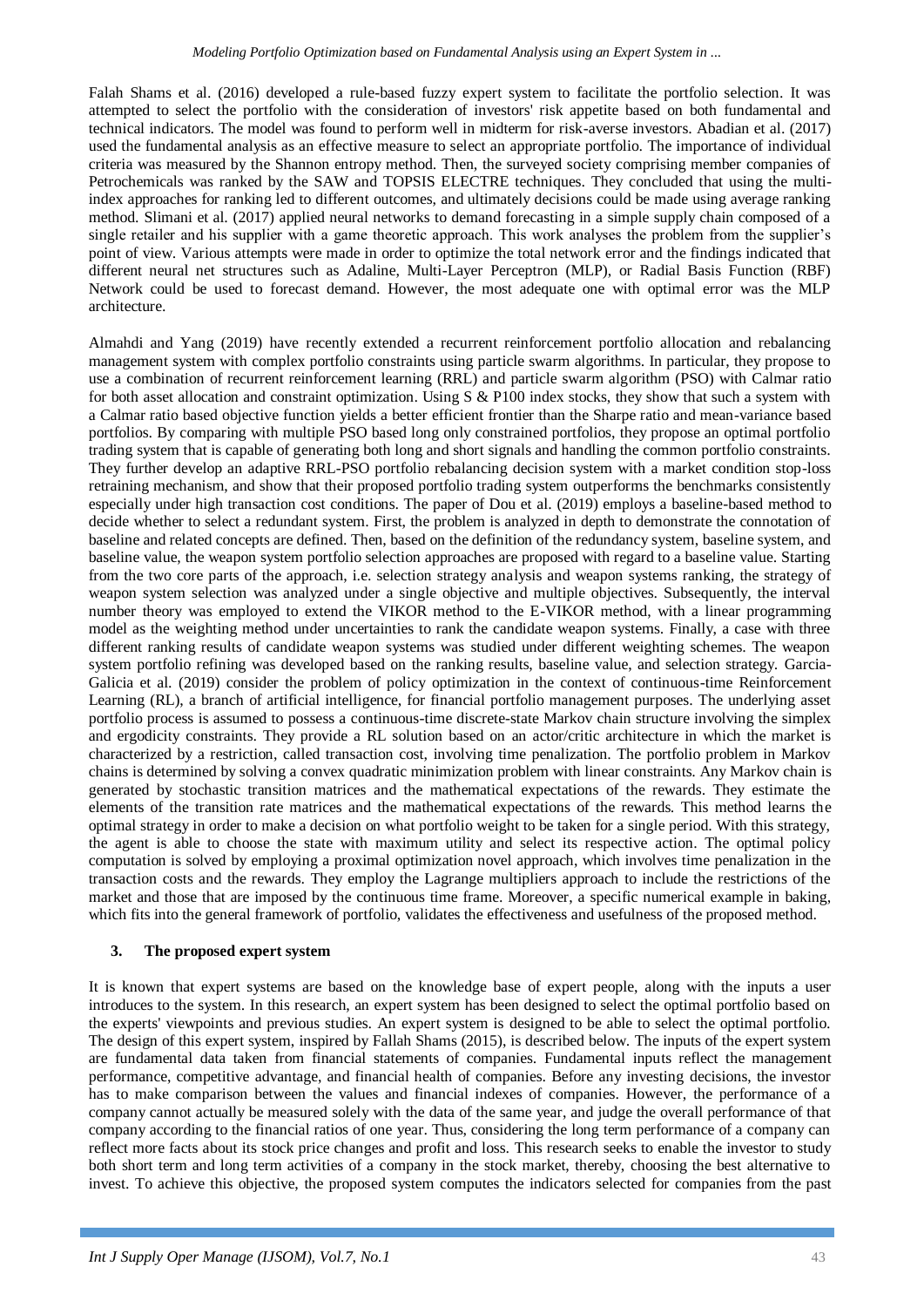Falah Shams et al. (2016) developed a rule-based fuzzy expert system to facilitate the portfolio selection. It was attempted to select the portfolio with the consideration of investors' risk appetite based on both fundamental and technical indicators. The model was found to perform well in midterm for risk-averse investors. Abadian et al. (2017) used the fundamental analysis as an effective measure to select an appropriate portfolio. The importance of individual criteria was measured by the Shannon entropy method. Then, the surveyed society comprising member companies of Petrochemicals was ranked by the SAW and TOPSIS ELECTRE techniques. They concluded that using the multi-index approaches for ranking led to different outcomes, and ultimately decisions could be made using average ranking method. Slimani et al. (2017) applied neural networks to demand forecasting in a simple supply chain composed of a single retailer and his supplier with a game theoretic approach. This work analyses the problem from the supplier's point of view. Various attempts were made in order to optimize the total network error and the findings indicated that different neural net structures such as Adaline, Multi-Layer Perceptron (MLP), or Radial Basis Function (RBF) Network could be used to forecast demand. However, the most adequate one with optimal error was the MLP architecture.

Almahdi and Yang (2019) have recently extended a recurrent reinforcement portfolio allocation and rebalancing management system with complex portfolio constraints using particle swarm algorithms. In particular, they propose to use a combination of recurrent reinforcement learning (RRL) and particle swarm algorithm (PSO) with Calmar ratio for both asset allocation and constraint optimization. Using S & P100 index stocks, they show that such a system with a Calmar ratio based objective function yields a better efficient frontier than the Sharpe ratio and mean-variance based portfolios. By comparing with multiple PSO based long only constrained portfolios, they propose an optimal portfolio trading system that is capable of generating both long and short signals and handling the common portfolio constraints. They further develop an adaptive RRL-PSO portfolio rebalancing decision system with a market condition stop-loss retraining mechanism, and show that their proposed portfolio trading system outperforms the benchmarks consistently especially under high transaction cost conditions. The paper of Dou et al. (2019) employs a baseline-based method to decide whether to select a redundant system. First, the problem is analyzed in depth to demonstrate the connotation of baseline and related concepts are defined. Then, based on the definition of the redundancy system, baseline system, and baseline value, the weapon system portfolio selection approaches are proposed with regard to a baseline value. Starting from the two core parts of the approach, i.e. selection strategy analysis and weapon systems ranking, the strategy of weapon system selection was analyzed under a single objective and multiple objectives. Subsequently, the interval number theory was employed to extend the VIKOR method to the E-VIKOR method, with a linear programming model as the weighting method under uncertainties to rank the candidate weapon systems. Finally, a case with three different ranking results of candidate weapon systems was studied under different weighting schemes. The weapon system portfolio refining was developed based on the ranking results, baseline value, and selection strategy. Garcia-Galicia et al. (2019) consider the problem of policy optimization in the context of continuous-time Reinforcement Learning (RL), a branch of artificial intelligence, for financial portfolio management purposes. The underlying asset portfolio process is assumed to possess a continuous-time discrete-state Markov chain structure involving the simplex and ergodicity constraints. They provide a RL solution based on an actor/critic architecture in which the market is characterized by a restriction, called transaction cost, involving time penalization. The portfolio problem in Markov chains is determined by solving a convex quadratic minimization problem with linear constraints. Any Markov chain is generated by stochastic transition matrices and the mathematical expectations of the rewards. They estimate the elements of the transition rate matrices and the mathematical expectations of the rewards. This method learns the optimal strategy in order to make a decision on what portfolio weight to be taken for a single period. With this strategy, the agent is able to choose the state with maximum utility and select its respective action. The optimal policy computation is solved by employing a proximal optimization novel approach, which involves time penalization in the transaction costs and the rewards. They employ the Lagrange multipliers approach to include the restrictions of the market and those that are imposed by the continuous time frame. Moreover, a specific numerical example in baking, which fits into the general framework of portfolio, validates the effectiveness and usefulness of the proposed method.

## 3. The proposed expert system

It is known that expert systems are based on the knowledge base of expert people, along with the inputs a user introduces to the system. In this research, an expert system has been designed to select the optimal portfolio based on the experts' viewpoints and previous studies. An expert system is designed to be able to select the optimal portfolio. The design of this expert system, inspired by Fallah Shams (2015), is described below. The inputs of the expert system are fundamental data taken from financial statements of companies. Fundamental inputs reflect the management performance, competitive advantage, and financial health of companies. Before any investing decisions, the investor has to make comparison between the values and financial indexes of companies. However, the performance of a company cannot actually be measured solely with the data of the same year, and judge the overall performance of that company according to the financial ratios of one year. Thus, considering the long term performance of a company can reflect more facts about its stock price changes and profit and loss. This research seeks to enable the investor to study both short term and long term activities of a company in the stock market, thereby, choosing the best alternative to invest. To achieve this objective, the proposed system computes the indicators selected for companies from the past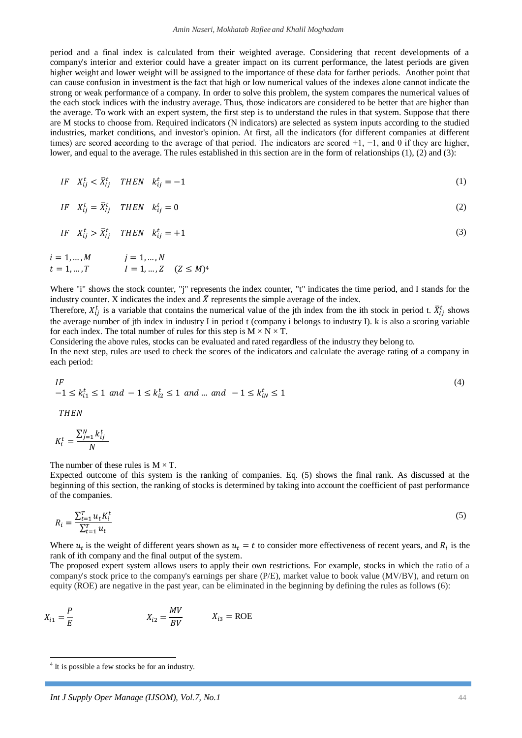period and a final index is calculated from their weighted average. Considering that recent developments of a company's interior and exterior could have a greater impact on its current performance, the latest periods are given higher weight and lower weight will be assigned to the importance of these data for farther periods. Another point that can cause confusion in investment is the fact that high or low numerical values of the indexes alone cannot indicate the strong or weak performance of a company. In order to solve this problem, the system compares the numerical values of the each stock indices with the industry average. Thus, those indicators are considered to be better that are higher than the average. To work with an expert system, the first step is to understand the rules in that system. Suppose that there are M stocks to choose from. Required indicators (N indicators) are selected as system inputs according to the studied industries, market conditions, and investor's opinion. At first, all the indicators (for different companies at different times) are scored according to the average of that period. The indicators are scored +1, −1, and 0 if they are higher, lower, and equal to the average. The rules established in this section are in the form of relationships (1), (2) and (3):

$$IF \quad X_{ij}^{t} < \bar{X}_{Ij}^{t} \quad THEN \quad k_{ij}^{t} = -1 \tag{1}$$

$$IF \quad X_{ij}^{t} = \bar{X}_{Ij}^{t} \quad THEN \quad k_{ij}^{t} = 0 \tag{2}$$

$$IF \quad X_{ij}^{t} > \bar{X}_{Ij}^{t} \quad THEN \quad k_{ij}^{t} = +1 \tag{3}$$

$$i = 1, \dots, M \qquad j = 1, \dots, N$$
$$t = 1, \dots, T \qquad I = 1, \dots, Z \quad (Z \leq M)$$ [4]

Where "i" shows the stock counter, "j" represents the index counter, "t" indicates the time period, and I stands for the industry counter. X indicates the index and $\bar{X}$ represents the simple average of the index.

Therefore, $X_{ij}^{t}$ is a variable that contains the numerical value of the jth index from the ith stock in period t. $\bar{X}_{Ij}^{t}$ shows the average number of jth index in industry I in period t (company i belongs to industry I). k is also a scoring variable for each index. The total number of rules for this step is M × N × T.

Considering the above rules, stocks can be evaluated and rated regardless of the industry they belong to.

In the next step, rules are used to check the scores of the indicators and calculate the average rating of a company in each period:

$$IF$$
$$-1 \leq k_{i1}^{t} \leq 1 \ and \ -1 \leq k_{i2}^{t} \leq 1 \ and \dots and \ -1 \leq k_{iN}^{t} \leq 1 \tag{4}$$
$$THEN$$
$$K_{i}^{t} = \frac{\sum_{j=1}^{N} k_{ij}^{t}}{N}$$

The number of these rules is M × T.

Expected outcome of this system is the ranking of companies. Eq. (5) shows the final rank. As discussed at the beginning of this section, the ranking of stocks is determined by taking into account the coefficient of past performance of the companies.

$$R_{i} = \frac{\sum_{t=1}^{T} u_{t} K_{i}^{t}}{\sum_{t=1}^{T} u_{t}} \tag{5}$$

Where $u_t$ is the weight of different years shown as $u_t = t$ to consider more effectiveness of recent years, and $R_i$ is the rank of ith company and the final output of the system.

The proposed expert system allows users to apply their own restrictions. For example, stocks in which the ratio of a company's stock price to the company's earnings per share (P/E), market value to book value (MV/BV), and return on equity (ROE) are negative in the past year, can be eliminated in the beginning by defining the rules as follows (6):

$$X_{i1} = \frac{P}{E} \qquad X_{i2} = \frac{MV}{BV} \qquad X_{i3} = \text{ROE}$$

[4] It is possible a few stocks be for an industry.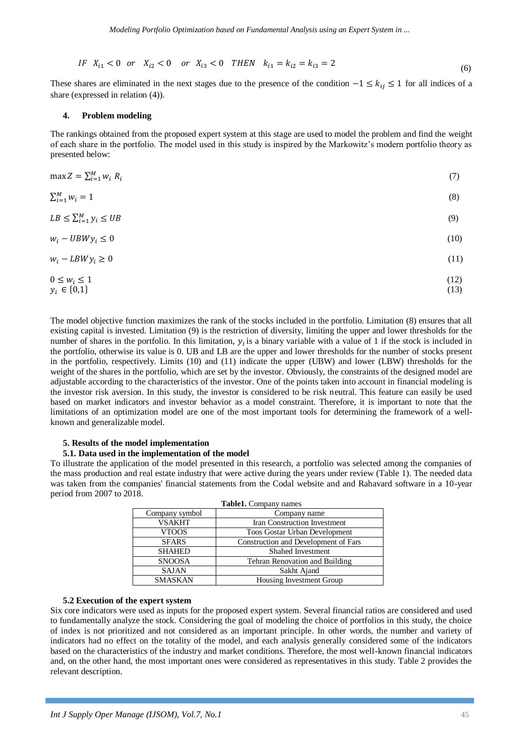$$IF \quad X_{i1} < 0 \quad or \quad X_{i2} < 0 \quad or \quad X_{i3} < 0 \quad THEN \quad k_{i1} = k_{i2} = k_{i3} = 2 \tag{6}$$

These shares are eliminated in the next stages due to the presence of the condition $-1 \leq k_{ij} \leq 1$ for all indices of a share (expressed in relation (4)).

## 4. Problem modeling

The rankings obtained from the proposed expert system at this stage are used to model the problem and find the weight of each share in the portfolio. The model used in this study is inspired by the Markowitz's modern portfolio theory as presented below:

$$\max Z = \sum_{i=1}^{M} w_i \; R_i \tag{7}$$

$$\sum_{i=1}^{M} w_i = 1 \tag{8}$$

$$LB \leq \sum_{i=1}^{M} y_i \leq UB \tag{9}$$

$$w_i - UBW y_i \leq 0 \tag{10}$$

$$w_i - LBW y_i \geq 0 \tag{11}$$

$$0 \leq w_i \leq 1 \tag{12}$$

$$y_i \in \{0,1\} \tag{13}$$

The model objective function maximizes the rank of the stocks included in the portfolio. Limitation (8) ensures that all existing capital is invested. Limitation (9) is the restriction of diversity, limiting the upper and lower thresholds for the number of shares in the portfolio. In this limitation, $y_i$ is a binary variable with a value of 1 if the stock is included in the portfolio, otherwise its value is 0. UB and LB are the upper and lower thresholds for the number of stocks present in the portfolio, respectively. Limits (10) and (11) indicate the upper (UBW) and lower (LBW) thresholds for the weight of the shares in the portfolio, which are set by the investor. Obviously, the constraints of the designed model are adjustable according to the characteristics of the investor. One of the points taken into account in financial modeling is the investor risk aversion. In this study, the investor is considered to be risk neutral. This feature can easily be used based on market indicators and investor behavior as a model constraint. Therefore, it is important to note that the limitations of an optimization model are one of the most important tools for determining the framework of a well-known and generalizable model.

## 5. Results of the model implementation

### 5.1. Data used in the implementation of the model

To illustrate the application of the model presented in this research, a portfolio was selected among the companies of the mass production and real estate industry that were active during the years under review (Table 1). The needed data was taken from the companies' financial statements from the Codal website and and Rahavard software in a 10-year period from 2007 to 2018.

**Table1.** Company names

| Company symbol | Company name |
|---|---|
| VSAKHT | Iran Construction Investment |
| VTOOS | Toos Gostar Urban Development |
| SFARS | Construction and Development of Fars |
| SHAHED | Shahed Investment |
| SNOOSA | Tehran Renovation and Building |
| SAJAN | Sakht Ajand |
| SMASKAN | Housing Investment Group |

### 5.2 Execution of the expert system

Six core indicators were used as inputs for the proposed expert system. Several financial ratios are considered and used to fundamentally analyze the stock. Considering the goal of modeling the choice of portfolios in this study, the choice of index is not prioritized and not considered as an important principle. In other words, the number and variety of indicators had no effect on the totality of the model, and each analysis generally considered some of the indicators based on the characteristics of the industry and market conditions. Therefore, the most well-known financial indicators and, on the other hand, the most important ones were considered as representatives in this study. Table 2 provides the relevant description.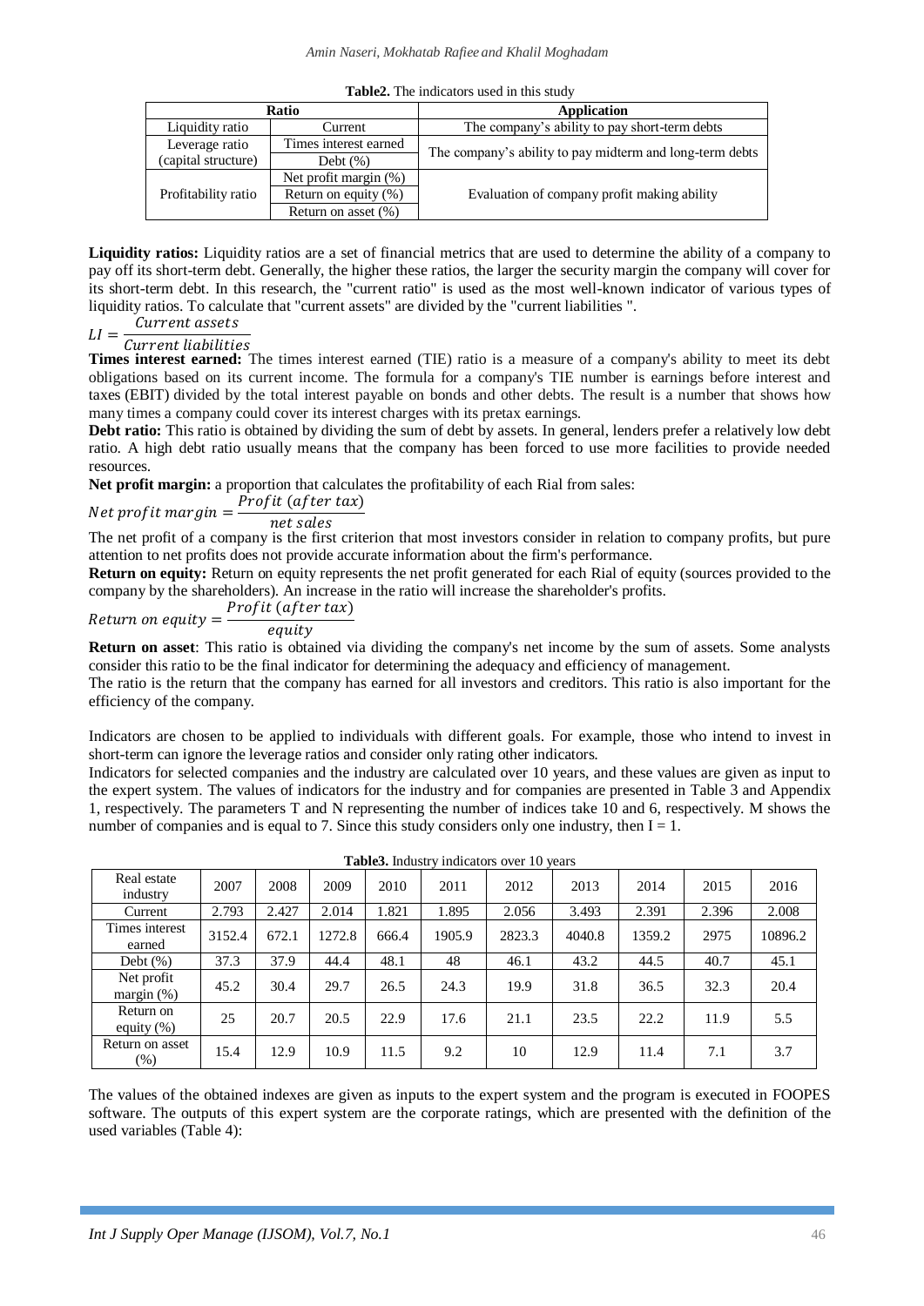**Table2.** The indicators used in this study

| Ratio | | Application |
|---|---|---|
| Liquidity ratio | Current | The company's ability to pay short-term debts |
| Leverage ratio (capital structure) | Times interest earned | The company's ability to pay midterm and long-term debts |
| | Debt (%) | |
| Profitability ratio | Net profit margin (%) | Evaluation of company profit making ability |
| | Return on equity (%) | |
| | Return on asset (%) | |

**Liquidity ratios:** Liquidity ratios are a set of financial metrics that are used to determine the ability of a company to pay off its short-term debt. Generally, the higher these ratios, the larger the security margin the company will cover for its short-term debt. In this research, the "current ratio" is used as the most well-known indicator of various types of liquidity ratios. To calculate that "current assets" are divided by the "current liabilities ".

$$LI = \frac{Current\ assets}{Current\ liabilities}$$

**Times interest earned:** The times interest earned (TIE) ratio is a measure of a company's ability to meet its debt obligations based on its current income. The formula for a company's TIE number is earnings before interest and taxes (EBIT) divided by the total interest payable on bonds and other debts. The result is a number that shows how many times a company could cover its interest charges with its pretax earnings.

**Debt ratio:** This ratio is obtained by dividing the sum of debt by assets. In general, lenders prefer a relatively low debt ratio. A high debt ratio usually means that the company has been forced to use more facilities to provide needed resources.

**Net profit margin:** a proportion that calculates the profitability of each Rial from sales:

$$Net\ profit\ margin = \frac{Profit\ (after\ tax)}{net\ sales}$$

The net profit of a company is the first criterion that most investors consider in relation to company profits, but pure attention to net profits does not provide accurate information about the firm's performance.

**Return on equity:** Return on equity represents the net profit generated for each Rial of equity (sources provided to the company by the shareholders). An increase in the ratio will increase the shareholder's profits.

$$Return\ on\ equity = \frac{Profit\ (after\ tax)}{equity}$$

**Return on asset**: This ratio is obtained via dividing the company's net income by the sum of assets. Some analysts consider this ratio to be the final indicator for determining the adequacy and efficiency of management.

The ratio is the return that the company has earned for all investors and creditors. This ratio is also important for the efficiency of the company.

Indicators are chosen to be applied to individuals with different goals. For example, those who intend to invest in short-term can ignore the leverage ratios and consider only rating other indicators.

Indicators for selected companies and the industry are calculated over 10 years, and these values are given as input to the expert system. The values of indicators for the industry and for companies are presented in Table 3 and Appendix 1, respectively. The parameters T and N representing the number of indices take 10 and 6, respectively. M shows the number of companies and is equal to 7. Since this study considers only one industry, then I = 1.

**Table3.** Industry indicators over 10 years

| Real estate industry | 2007 | 2008 | 2009 | 2010 | 2011 | 2012 | 2013 | 2014 | 2015 | 2016 |
|---|---|---|---|---|---|---|---|---|---|---|
| Current | 2.793 | 2.427 | 2.014 | 1.821 | 1.895 | 2.056 | 3.493 | 2.391 | 2.396 | 2.008 |
| Times interest earned | 3152.4 | 672.1 | 1272.8 | 666.4 | 1905.9 | 2823.3 | 4040.8 | 1359.2 | 2975 | 10896.2 |
| Debt (%) | 37.3 | 37.9 | 44.4 | 48.1 | 48 | 46.1 | 43.2 | 44.5 | 40.7 | 45.1 |
| Net profit margin (%) | 45.2 | 30.4 | 29.7 | 26.5 | 24.3 | 19.9 | 31.8 | 36.5 | 32.3 | 20.4 |
| Return on equity (%) | 25 | 20.7 | 20.5 | 22.9 | 17.6 | 21.1 | 23.5 | 22.2 | 11.9 | 5.5 |
| Return on asset (%) | 15.4 | 12.9 | 10.9 | 11.5 | 9.2 | 10 | 12.9 | 11.4 | 7.1 | 3.7 |

The values of the obtained indexes are given as inputs to the expert system and the program is executed in FOOPES software. The outputs of this expert system are the corporate ratings, which are presented with the definition of the used variables (Table 4):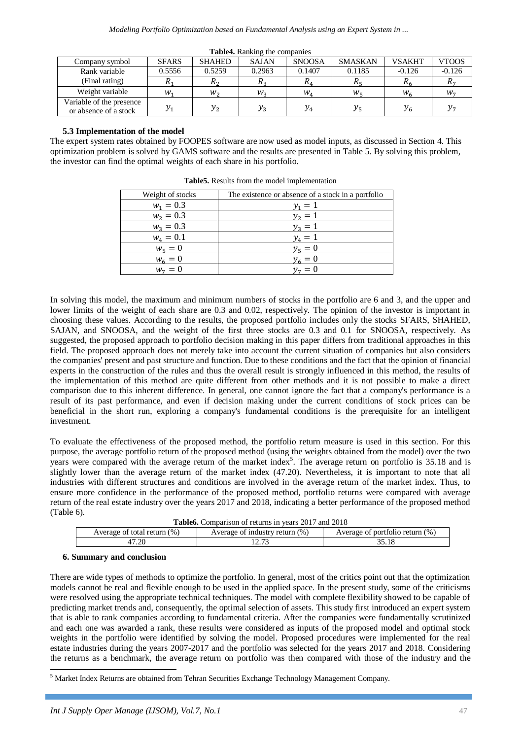**Table4.** Ranking the companies

| Company symbol | SFARS | SHAHED | SAJAN | SNOOSA | SMASKAN | VSAKHT | VTOOS |
|---|---|---|---|---|---|---|---|
| Rank variable | 0.5556 | 0.5259 | 0.2963 | 0.1407 | 0.1185 | -0.126 | -0.126 |
| (Final rating) | $R_1$ | $R_2$ | $R_3$ | $R_4$ | $R_5$ | $R_6$ | $R_7$ |
| Weight variable | $w_1$ | $w_2$ | $w_3$ | $w_4$ | $w_5$ | $w_6$ | $w_7$ |
| Variable of the presence or absence of a stock | $y_1$ | $y_2$ | $y_3$ | $y_4$ | $y_5$ | $y_6$ | $y_7$ |

### 5.3 Implementation of the model

The expert system rates obtained by FOOPES software are now used as model inputs, as discussed in Section 4. This optimization problem is solved by GAMS software and the results are presented in Table 5. By solving this problem, the investor can find the optimal weights of each share in his portfolio.

**Table5.** Results from the model implementation

| Weight of stocks | The existence or absence of a stock in a portfolio |
|---|---|
| $w_1 = 0.3$ | $y_1 = 1$ |
| $w_2 = 0.3$ | $y_2 = 1$ |
| $w_3 = 0.3$ | $y_3 = 1$ |
| $w_4 = 0.1$ | $y_4 = 1$ |
| $w_5 = 0$ | $y_5 = 0$ |
| $w_6 = 0$ | $y_6 = 0$ |
| $w_7 = 0$ | $y_7 = 0$ |

In solving this model, the maximum and minimum numbers of stocks in the portfolio are 6 and 3, and the upper and lower limits of the weight of each share are 0.3 and 0.02, respectively. The opinion of the investor is important in choosing these values. According to the results, the proposed portfolio includes only the stocks SFARS, SHAHED, SAJAN, and SNOOSA, and the weight of the first three stocks are 0.3 and 0.1 for SNOOSA, respectively. As suggested, the proposed approach to portfolio decision making in this paper differs from traditional approaches in this field. The proposed approach does not merely take into account the current situation of companies but also considers the companies' present and past structure and function. Due to these conditions and the fact that the opinion of financial experts in the construction of the rules and thus the overall result is strongly influenced in this method, the results of the implementation of this method are quite different from other methods and it is not possible to make a direct comparison due to this inherent difference. In general, one cannot ignore the fact that a company's performance is a result of its past performance, and even if decision making under the current conditions of stock prices can be beneficial in the short run, exploring a company's fundamental conditions is the prerequisite for an intelligent investment.

To evaluate the effectiveness of the proposed method, the portfolio return measure is used in this section. For this purpose, the average portfolio return of the proposed method (using the weights obtained from the model) over the two years were compared with the average return of the market index[5]. The average return on portfolio is 35.18 and is slightly lower than the average return of the market index (47.20). Nevertheless, it is important to note that all industries with different structures and conditions are involved in the average return of the market index. Thus, to ensure more confidence in the performance of the proposed method, portfolio returns were compared with average return of the real estate industry over the years 2017 and 2018, indicating a better performance of the proposed method (Table 6).

**Table6.** Comparison of returns in years 2017 and 2018

| Average of total return (%) | Average of industry return (%) | Average of portfolio return (%) |
|---|---|---|
| 47.20 | 12.73 | 35.18 |

### 6. Summary and conclusion

There are wide types of methods to optimize the portfolio. In general, most of the critics point out that the optimization models cannot be real and flexible enough to be used in the applied space. In the present study, some of the criticisms were resolved using the appropriate technical techniques. The model with complete flexibility showed to be capable of predicting market trends and, consequently, the optimal selection of assets. This study first introduced an expert system that is able to rank companies according to fundamental criteria. After the companies were fundamentally scrutinized and each one was awarded a rank, these results were considered as inputs of the proposed model and optimal stock weights in the portfolio were identified by solving the model. Proposed procedures were implemented for the real estate industries during the years 2007-2017 and the portfolio was selected for the years 2017 and 2018. Considering the returns as a benchmark, the average return on portfolio was then compared with those of the industry and the

[5] Market Index Returns are obtained from Tehran Securities Exchange Technology Management Company.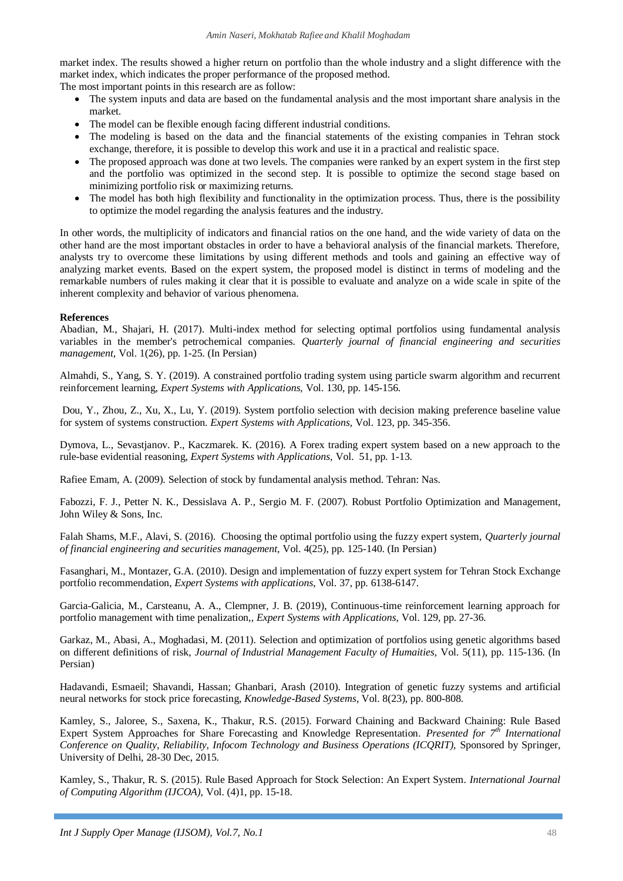market index. The results showed a higher return on portfolio than the whole industry and a slight difference with the market index, which indicates the proper performance of the proposed method.

The most important points in this research are as follow:

- The system inputs and data are based on the fundamental analysis and the most important share analysis in the market.
- The model can be flexible enough facing different industrial conditions.
- The modeling is based on the data and the financial statements of the existing companies in Tehran stock exchange, therefore, it is possible to develop this work and use it in a practical and realistic space.
- The proposed approach was done at two levels. The companies were ranked by an expert system in the first step and the portfolio was optimized in the second step. It is possible to optimize the second stage based on minimizing portfolio risk or maximizing returns.
- The model has both high flexibility and functionality in the optimization process. Thus, there is the possibility to optimize the model regarding the analysis features and the industry.

In other words, the multiplicity of indicators and financial ratios on the one hand, and the wide variety of data on the other hand are the most important obstacles in order to have a behavioral analysis of the financial markets. Therefore, analysts try to overcome these limitations by using different methods and tools and gaining an effective way of analyzing market events. Based on the expert system, the proposed model is distinct in terms of modeling and the remarkable numbers of rules making it clear that it is possible to evaluate and analyze on a wide scale in spite of the inherent complexity and behavior of various phenomena.

**References**

Abadian, M., Shajari, H. (2017). Multi-index method for selecting optimal portfolios using fundamental analysis variables in the member's petrochemical companies. *Quarterly journal of financial engineering and securities management*, Vol. 1(26), pp. 1-25. (In Persian)

Almahdi, S., Yang, S. Y. (2019). A constrained portfolio trading system using particle swarm algorithm and recurrent reinforcement learning, *Expert Systems with Applications*, Vol. 130, pp. 145-156.

Dou, Y., Zhou, Z., Xu, X., Lu, Y. (2019). System portfolio selection with decision making preference baseline value for system of systems construction. *Expert Systems with Applications*, Vol. 123, pp. 345-356.

Dymova, L., Sevastjanov. P., Kaczmarek. K. (2016). A Forex trading expert system based on a new approach to the rule-base evidential reasoning, *Expert Systems with Applications*, Vol. 51, pp. 1-13.

Rafiee Emam, A. (2009). Selection of stock by fundamental analysis method. Tehran: Nas.

Fabozzi, F. J., Petter N. K., Dessislava A. P., Sergio M. F. (2007). Robust Portfolio Optimization and Management, John Wiley & Sons, Inc.

Falah Shams, M.F., Alavi, S. (2016). Choosing the optimal portfolio using the fuzzy expert system, *Quarterly journal of financial engineering and securities management*, Vol. 4(25), pp. 125-140. (In Persian)

Fasanghari, M., Montazer, G.A. (2010). Design and implementation of fuzzy expert system for Tehran Stock Exchange portfolio recommendation, *Expert Systems with applications*, Vol. 37, pp. 6138-6147.

Garcia-Galicia, M., Carsteanu, A. A., Clempner, J. B. (2019), Continuous-time reinforcement learning approach for portfolio management with time penalization,, *Expert Systems with Applications,* Vol. 129, pp. 27-36.

Garkaz, M., Abasi, A., Moghadasi, M. (2011). Selection and optimization of portfolios using genetic algorithms based on different definitions of risk, *Journal of Industrial Management Faculty of Humaities*, Vol. 5(11), pp. 115-136. (In Persian)

Hadavandi, Esmaeil; Shavandi, Hassan; Ghanbari, Arash (2010). Integration of genetic fuzzy systems and artificial neural networks for stock price forecasting, *Knowledge-Based Systems*, Vol. 8(23), pp. 800-808.

Kamley, S., Jaloree, S., Saxena, K., Thakur, R.S. (2015). Forward Chaining and Backward Chaining: Rule Based Expert System Approaches for Share Forecasting and Knowledge Representation. *Presented for 7th International Conference on Quality, Reliability, Infocom Technology and Business Operations (ICQRIT)*, Sponsored by Springer, University of Delhi, 28-30 Dec, 2015.

Kamley, S., Thakur, R. S. (2015). Rule Based Approach for Stock Selection: An Expert System. *International Journal of Computing Algorithm (IJCOA)*, Vol. (4)1, pp. 15-18.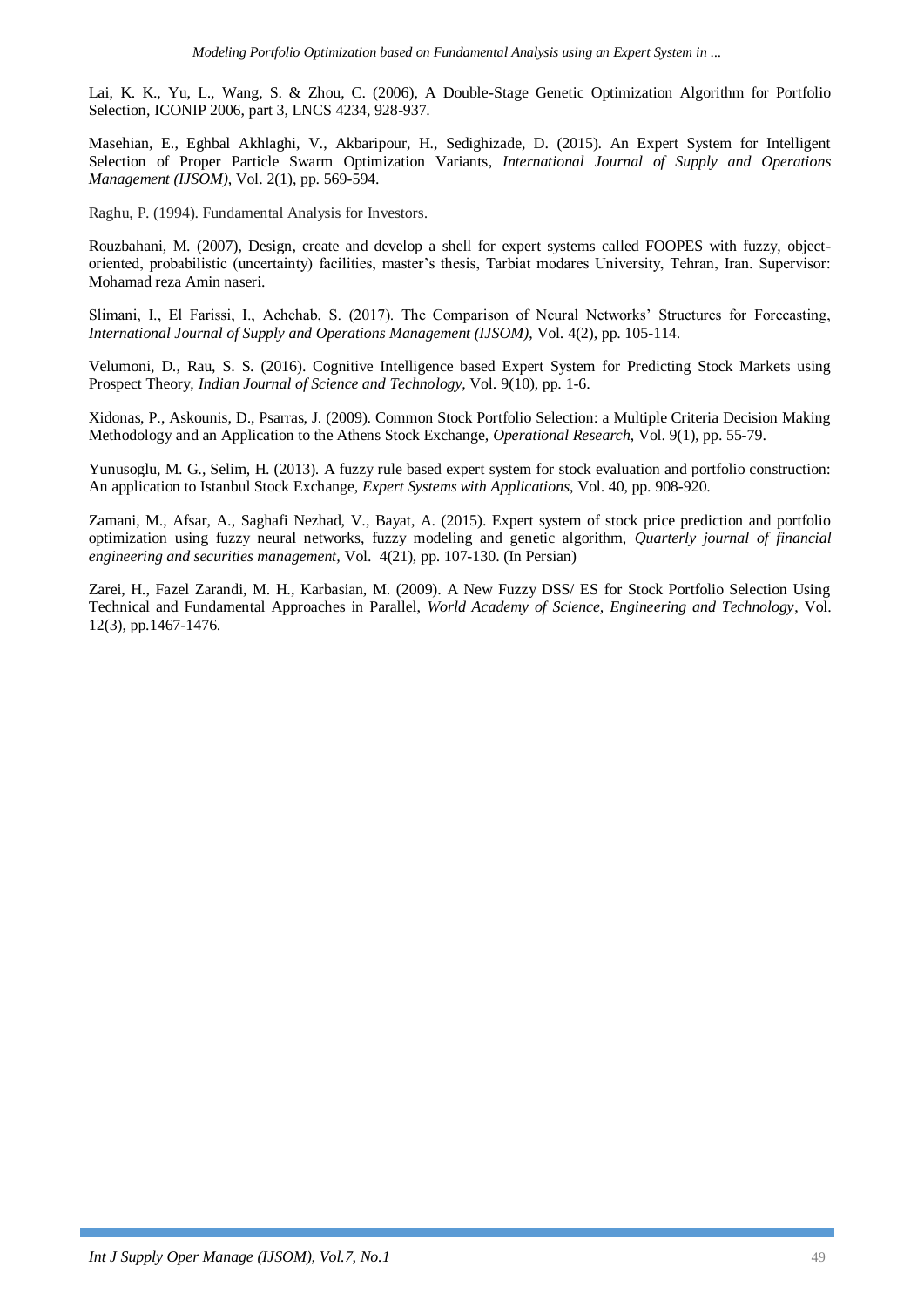Lai, K. K., Yu, L., Wang, S. & Zhou, C. (2006), A Double-Stage Genetic Optimization Algorithm for Portfolio Selection, ICONIP 2006, part 3, LNCS 4234, 928-937.

Masehian, E., Eghbal Akhlaghi, V., Akbaripour, H., Sedighizade, D. (2015). An Expert System for Intelligent Selection of Proper Particle Swarm Optimization Variants, *International Journal of Supply and Operations Management (IJSOM)*, Vol. 2(1), pp. 569-594.

Raghu, P. (1994). Fundamental Analysis for Investors.

Rouzbahani, M. (2007), Design, create and develop a shell for expert systems called FOOPES with fuzzy, object-oriented, probabilistic (uncertainty) facilities, master's thesis, Tarbiat modares University, Tehran, Iran. Supervisor: Mohamad reza Amin naseri.

Slimani, I., El Farissi, I., Achchab, S. (2017). The Comparison of Neural Networks' Structures for Forecasting, *International Journal of Supply and Operations Management (IJSOM)*, Vol. 4(2), pp. 105-114.

Velumoni, D., Rau, S. S. (2016). Cognitive Intelligence based Expert System for Predicting Stock Markets using Prospect Theory, *Indian Journal of Science and Technology*, Vol. 9(10), pp. 1-6.

Xidonas, P., Askounis, D., Psarras, J. (2009). Common Stock Portfolio Selection: a Multiple Criteria Decision Making Methodology and an Application to the Athens Stock Exchange, *Operational Research*, Vol. 9(1), pp. 55-79.

Yunusoglu, M. G., Selim, H. (2013). A fuzzy rule based expert system for stock evaluation and portfolio construction: An application to Istanbul Stock Exchange, *Expert Systems with Applications*, Vol. 40, pp. 908-920.

Zamani, M., Afsar, A., Saghafi Nezhad, V., Bayat, A. (2015). Expert system of stock price prediction and portfolio optimization using fuzzy neural networks, fuzzy modeling and genetic algorithm, *Quarterly journal of financial engineering and securities management*, Vol. 4(21), pp. 107-130. (In Persian)

Zarei, H., Fazel Zarandi, M. H., Karbasian, M. (2009). A New Fuzzy DSS/ ES for Stock Portfolio Selection Using Technical and Fundamental Approaches in Parallel, *World Academy of Science, Engineering and Technology*, Vol. 12(3), pp.1467-1476.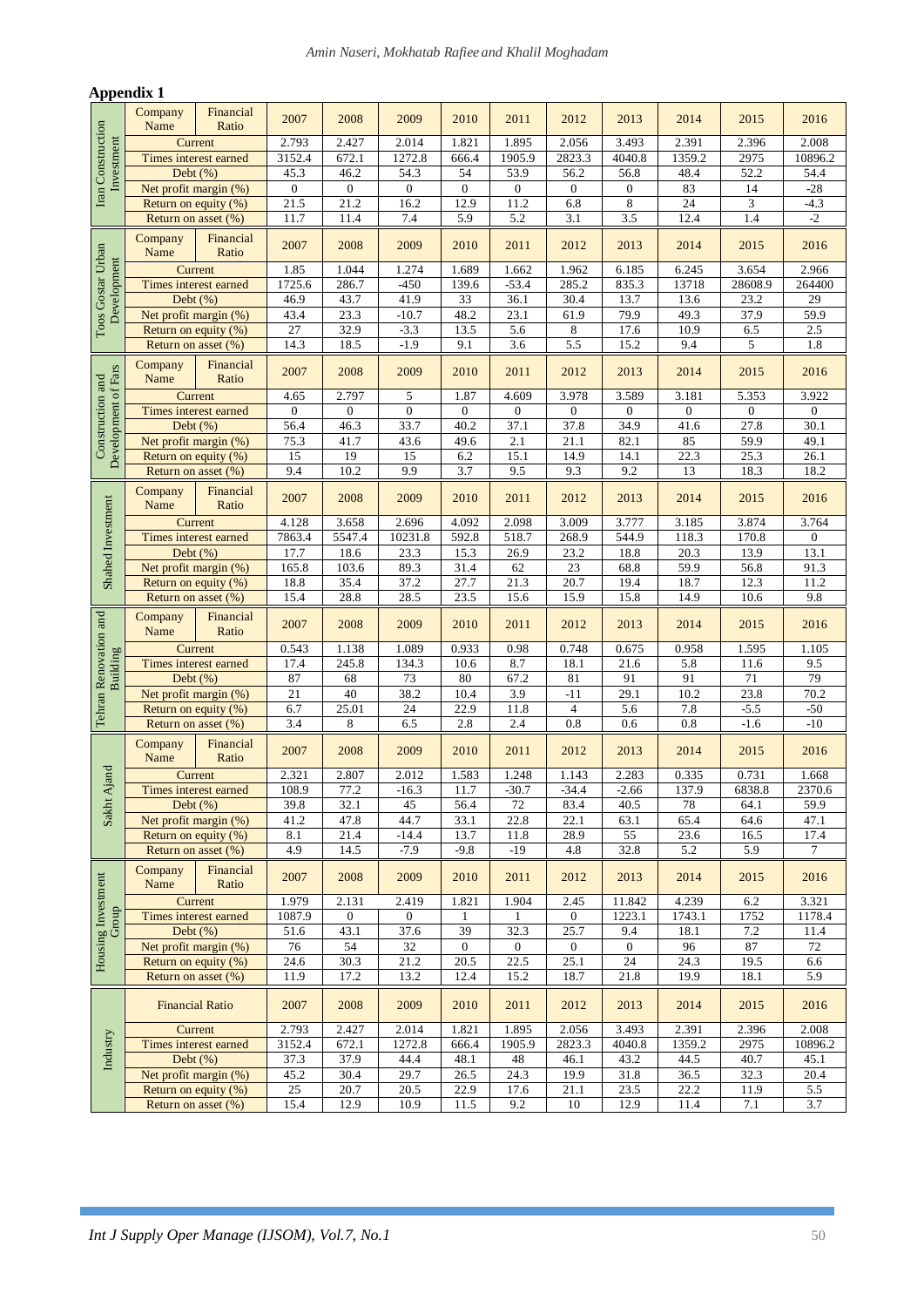## Appendix 1

| Company | Financial Ratio | 2007 | 2008 | 2009 | 2010 | 2011 | 2012 | 2013 | 2014 | 2015 | 2016 |
|---|---|---|---|---|---|---|---|---|---|---|---|
| Iran Construction Investment | Current | 2.793 | 2.427 | 2.014 | 1.821 | 1.895 | 2.056 | 3.493 | 2.391 | 2.396 | 2.008 |
| | Times interest earned | 3152.4 | 672.1 | 1272.8 | 666.4 | 1905.9 | 2823.3 | 4040.8 | 1359.2 | 2975 | 10896.2 |
| | Debt (%) | 45.3 | 46.2 | 54.3 | 54 | 53.9 | 56.2 | 56.8 | 48.4 | 52.2 | 54.4 |
| | Net profit margin (%) | 0 | 0 | 0 | 0 | 0 | 0 | 0 | 83 | 14 | -28 |
| | Return on equity (%) | 21.5 | 21.2 | 16.2 | 12.9 | 11.2 | 6.8 | 8 | 24 | 3 | -4.3 |
| | Return on asset (%) | 11.7 | 11.4 | 7.4 | 5.9 | 5.2 | 3.1 | 3.5 | 12.4 | 1.4 | -2 |
| Toos Gostar Urban Development | Current | 1.85 | 1.044 | 1.274 | 1.689 | 1.662 | 1.962 | 6.185 | 6.245 | 3.654 | 2.966 |
| | Times interest earned | 1725.6 | 286.7 | -450 | 139.6 | -53.4 | 285.2 | 835.3 | 13718 | 28608.9 | 264400 |
| | Debt (%) | 46.9 | 43.7 | 41.9 | 33 | 36.1 | 30.4 | 13.7 | 13.6 | 23.2 | 29 |
| | Net profit margin (%) | 43.4 | 23.3 | -10.7 | 48.2 | 23.1 | 61.9 | 79.9 | 49.3 | 37.9 | 59.9 |
| | Return on equity (%) | 27 | 32.9 | -3.3 | 13.5 | 5.6 | 8 | 17.6 | 10.9 | 6.5 | 2.5 |
| | Return on asset (%) | 14.3 | 18.5 | -1.9 | 9.1 | 3.6 | 5.5 | 15.2 | 9.4 | 5 | 1.8 |
| Construction and Development of Fars | Current | 4.65 | 2.797 | 5 | 1.87 | 4.609 | 3.978 | 3.589 | 3.181 | 5.353 | 3.922 |
| | Times interest earned | 0 | 0 | 0 | 0 | 0 | 0 | 0 | 0 | 0 | 0 |
| | Debt (%) | 56.4 | 46.3 | 33.7 | 40.2 | 37.1 | 37.8 | 34.9 | 41.6 | 27.8 | 30.1 |
| | Net profit margin (%) | 75.3 | 41.7 | 43.6 | 49.6 | 2.1 | 21.1 | 82.1 | 85 | 59.9 | 49.1 |
| | Return on equity (%) | 15 | 19 | 15 | 6.2 | 15.1 | 14.9 | 14.1 | 22.3 | 25.3 | 26.1 |
| | Return on asset (%) | 9.4 | 10.2 | 9.9 | 3.7 | 9.5 | 9.3 | 9.2 | 13 | 18.3 | 18.2 |
| Shahed Investment | Current | 4.128 | 3.658 | 2.696 | 4.092 | 2.098 | 3.009 | 3.777 | 3.185 | 3.874 | 3.764 |
| | Times interest earned | 7863.4 | 5547.4 | 10231.8 | 592.8 | 518.7 | 268.9 | 544.9 | 118.3 | 170.8 | 0 |
| | Debt (%) | 17.7 | 18.6 | 23.3 | 15.3 | 26.9 | 23.2 | 18.8 | 20.3 | 13.9 | 13.1 |
| | Net profit margin (%) | 165.8 | 103.6 | 89.3 | 31.4 | 62 | 23 | 68.8 | 59.9 | 56.8 | 91.3 |
| | Return on equity (%) | 18.8 | 35.4 | 37.2 | 27.7 | 21.3 | 20.7 | 19.4 | 18.7 | 12.3 | 11.2 |
| | Return on asset (%) | 15.4 | 28.8 | 28.5 | 23.5 | 15.6 | 15.9 | 15.8 | 14.9 | 10.6 | 9.8 |
| Tehran Renovation and Building | Current | 0.543 | 1.138 | 1.089 | 0.933 | 0.98 | 0.748 | 0.675 | 0.958 | 1.595 | 1.105 |
| | Times interest earned | 17.4 | 245.8 | 134.3 | 10.6 | 8.7 | 18.1 | 21.6 | 5.8 | 11.6 | 9.5 |
| | Debt (%) | 87 | 68 | 73 | 80 | 67.2 | 81 | 91 | 91 | 71 | 79 |
| | Net profit margin (%) | 21 | 40 | 38.2 | 10.4 | 3.9 | -11 | 29.1 | 10.2 | 23.8 | 70.2 |
| | Return on equity (%) | 6.7 | 25.01 | 24 | 22.9 | 11.8 | 4 | 5.6 | 7.8 | -5.5 | -50 |
| | Return on asset (%) | 3.4 | 8 | 6.5 | 2.8 | 2.4 | 0.8 | 0.6 | 0.8 | -1.6 | -10 |
| Sakht Ajand | Current | 2.321 | 2.807 | 2.012 | 1.583 | 1.248 | 1.143 | 2.283 | 0.335 | 0.731 | 1.668 |
| | Times interest earned | 108.9 | 77.2 | -16.3 | 11.7 | -30.7 | -34.4 | -2.66 | 137.9 | 6838.8 | 2370.6 |
| | Debt (%) | 39.8 | 32.1 | 45 | 56.4 | 72 | 83.4 | 40.5 | 78 | 64.1 | 59.9 |
| | Net profit margin (%) | 41.2 | 47.8 | 44.7 | 33.1 | 22.8 | 22.1 | 63.1 | 65.4 | 64.6 | 47.1 |
| | Return on equity (%) | 8.1 | 21.4 | -14.4 | 13.7 | 11.8 | 28.9 | 55 | 23.6 | 16.5 | 17.4 |
| | Return on asset (%) | 4.9 | 14.5 | -7.9 | -9.8 | -19 | 4.8 | 32.8 | 5.2 | 5.9 | 7 |
| Housing Investment Group | Current | 1.979 | 2.131 | 2.419 | 1.821 | 1.904 | 2.45 | 11.842 | 4.239 | 6.2 | 3.321 |
| | Times interest earned | 1087.9 | 0 | 0 | 1 | 1 | 0 | 1223.1 | 1743.1 | 1752 | 1178.4 |
| | Debt (%) | 51.6 | 43.1 | 37.6 | 39 | 32.3 | 25.7 | 9.4 | 18.1 | 7.2 | 11.4 |
| | Net profit margin (%) | 76 | 54 | 32 | 0 | 0 | 0 | 0 | 96 | 87 | 72 |
| | Return on equity (%) | 24.6 | 30.3 | 21.2 | 20.5 | 22.5 | 25.1 | 24 | 24.3 | 19.5 | 6.6 |
| | Return on asset (%) | 11.9 | 17.2 | 13.2 | 12.4 | 15.2 | 18.7 | 21.8 | 19.9 | 18.1 | 5.9 |
| Industry | Current | 2.793 | 2.427 | 2.014 | 1.821 | 1.895 | 2.056 | 3.493 | 2.391 | 2.396 | 2.008 |
| | Times interest earned | 3152.4 | 672.1 | 1272.8 | 666.4 | 1905.9 | 2823.3 | 4040.8 | 1359.2 | 2975 | 10896.2 |
| | Debt (%) | 37.3 | 37.9 | 44.4 | 48.1 | 48 | 46.1 | 43.2 | 44.5 | 40.7 | 45.1 |
| | Net profit margin (%) | 45.2 | 30.4 | 29.7 | 26.5 | 24.3 | 19.9 | 31.8 | 36.5 | 32.3 | 20.4 |
| | Return on equity (%) | 25 | 20.7 | 20.5 | 22.9 | 17.6 | 21.1 | 23.5 | 22.2 | 11.9 | 5.5 |
| | Return on asset (%) | 15.4 | 12.9 | 10.9 | 11.5 | 9.2 | 10 | 12.9 | 11.4 | 7.1 | 3.7 |